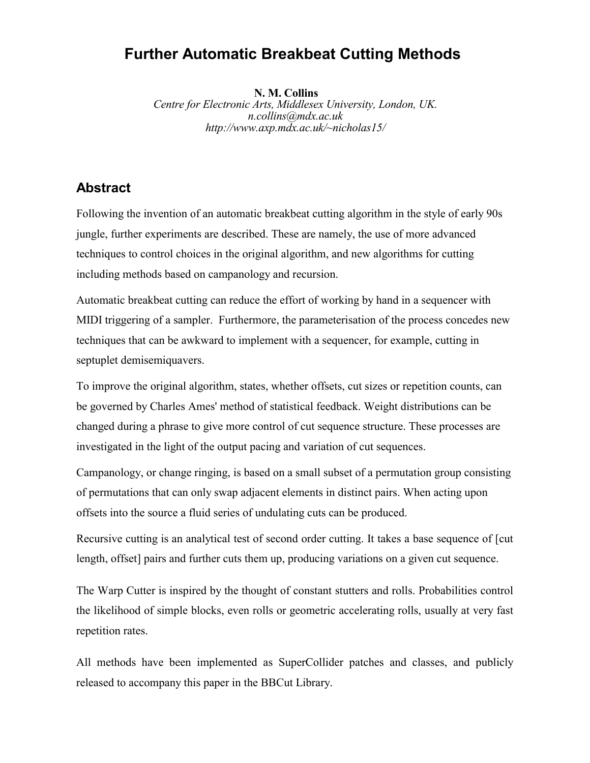# Further Automatic Breakbeat Cutting Methods

**N. M. Collins**
*Centre for Electronic Arts, Middlesex University, London, UK.*
*n.collins@mdx.ac.uk*
*http://www.axp.mdx.ac.uk/~nicholas15/*

## Abstract

Following the invention of an automatic breakbeat cutting algorithm in the style of early 90s jungle, further experiments are described. These are namely, the use of more advanced techniques to control choices in the original algorithm, and new algorithms for cutting including methods based on campanology and recursion.

Automatic breakbeat cutting can reduce the effort of working by hand in a sequencer with MIDI triggering of a sampler. Furthermore, the parameterisation of the process concedes new techniques that can be awkward to implement with a sequencer, for example, cutting in septuplet demisemiquavers.

To improve the original algorithm, states, whether offsets, cut sizes or repetition counts, can be governed by Charles Ames' method of statistical feedback. Weight distributions can be changed during a phrase to give more control of cut sequence structure. These processes are investigated in the light of the output pacing and variation of cut sequences.

Campanology, or change ringing, is based on a small subset of a permutation group consisting of permutations that can only swap adjacent elements in distinct pairs. When acting upon offsets into the source a fluid series of undulating cuts can be produced.

Recursive cutting is an analytical test of second order cutting. It takes a base sequence of [cut length, offset] pairs and further cuts them up, producing variations on a given cut sequence.

The Warp Cutter is inspired by the thought of constant stutters and rolls. Probabilities control the likelihood of simple blocks, even rolls or geometric accelerating rolls, usually at very fast repetition rates.

All methods have been implemented as SuperCollider patches and classes, and publicly released to accompany this paper in the BBCut Library.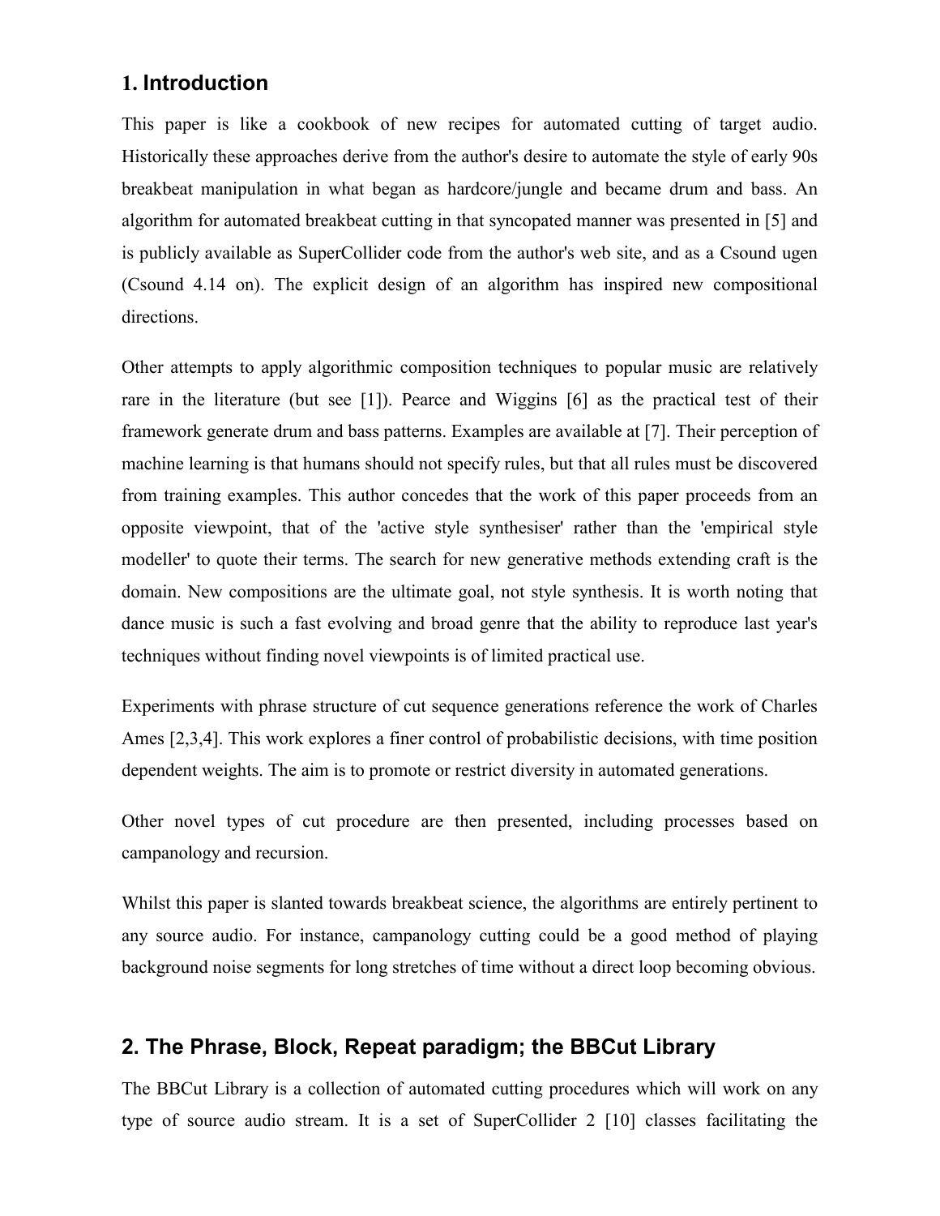## 1. Introduction

This paper is like a cookbook of new recipes for automated cutting of target audio. Historically these approaches derive from the author's desire to automate the style of early 90s breakbeat manipulation in what began as hardcore/jungle and became drum and bass. An algorithm for automated breakbeat cutting in that syncopated manner was presented in [5] and is publicly available as SuperCollider code from the author's web site, and as a Csound ugen (Csound 4.14 on). The explicit design of an algorithm has inspired new compositional directions.

Other attempts to apply algorithmic composition techniques to popular music are relatively rare in the literature (but see [1]). Pearce and Wiggins [6] as the practical test of their framework generate drum and bass patterns. Examples are available at [7]. Their perception of machine learning is that humans should not specify rules, but that all rules must be discovered from training examples. This author concedes that the work of this paper proceeds from an opposite viewpoint, that of the 'active style synthesiser' rather than the 'empirical style modeller' to quote their terms. The search for new generative methods extending craft is the domain. New compositions are the ultimate goal, not style synthesis. It is worth noting that dance music is such a fast evolving and broad genre that the ability to reproduce last year's techniques without finding novel viewpoints is of limited practical use.

Experiments with phrase structure of cut sequence generations reference the work of Charles Ames [2,3,4]. This work explores a finer control of probabilistic decisions, with time position dependent weights. The aim is to promote or restrict diversity in automated generations.

Other novel types of cut procedure are then presented, including processes based on campanology and recursion.

Whilst this paper is slanted towards breakbeat science, the algorithms are entirely pertinent to any source audio. For instance, campanology cutting could be a good method of playing background noise segments for long stretches of time without a direct loop becoming obvious.

## 2. The Phrase, Block, Repeat paradigm; the BBCut Library

The BBCut Library is a collection of automated cutting procedures which will work on any type of source audio stream. It is a set of SuperCollider 2 [10] classes facilitating the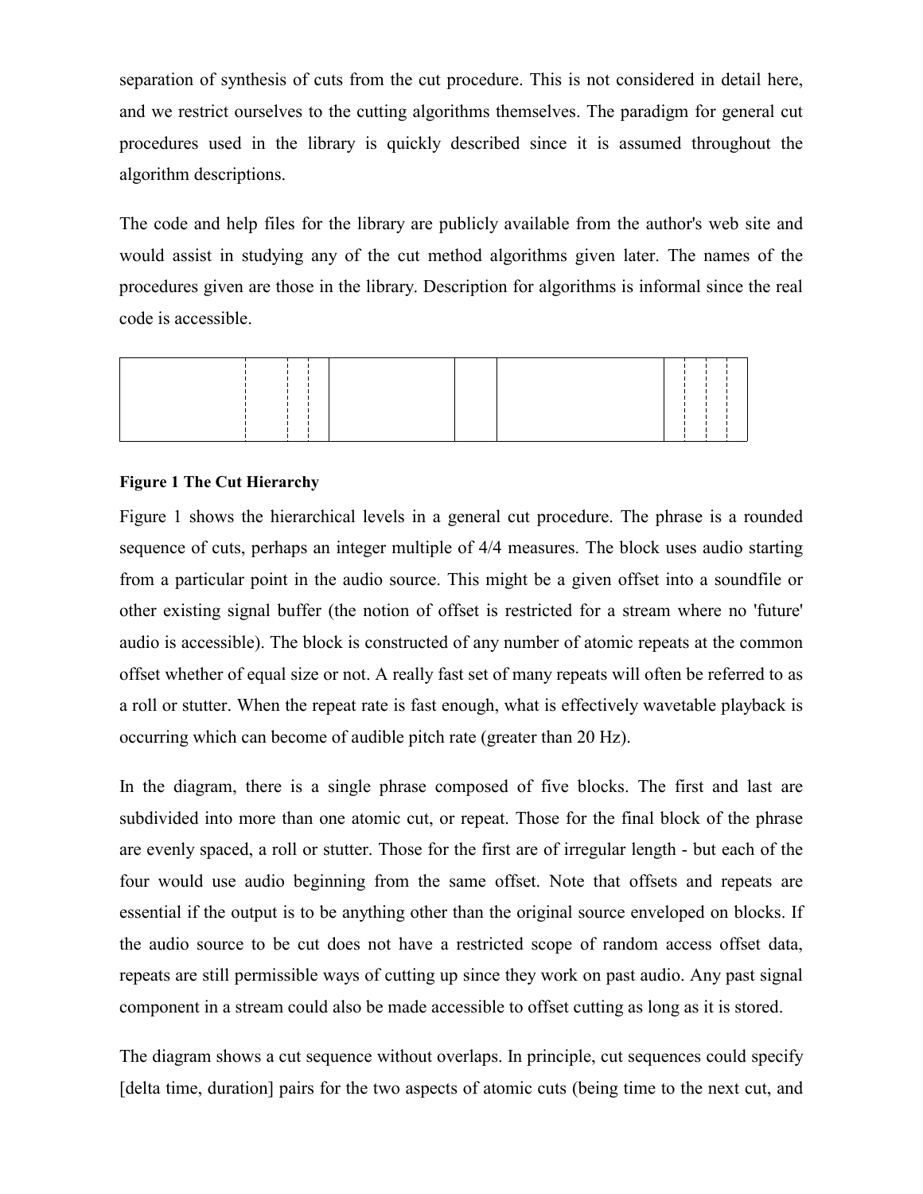separation of synthesis of cuts from the cut procedure. This is not considered in detail here, and we restrict ourselves to the cutting algorithms themselves. The paradigm for general cut procedures used in the library is quickly described since it is assumed throughout the algorithm descriptions.

The code and help files for the library are publicly available from the author's web site and would assist in studying any of the cut method algorithms given later. The names of the procedures given are those in the library. Description for algorithms is informal since the real code is accessible.

**Figure 1 The Cut Hierarchy**

Figure 1 shows the hierarchical levels in a general cut procedure. The phrase is a rounded sequence of cuts, perhaps an integer multiple of 4/4 measures. The block uses audio starting from a particular point in the audio source. This might be a given offset into a soundfile or other existing signal buffer (the notion of offset is restricted for a stream where no 'future' audio is accessible). The block is constructed of any number of atomic repeats at the common offset whether of equal size or not. A really fast set of many repeats will often be referred to as a roll or stutter. When the repeat rate is fast enough, what is effectively wavetable playback is occurring which can become of audible pitch rate (greater than 20 Hz).

In the diagram, there is a single phrase composed of five blocks. The first and last are subdivided into more than one atomic cut, or repeat. Those for the final block of the phrase are evenly spaced, a roll or stutter. Those for the first are of irregular length - but each of the four would use audio beginning from the same offset. Note that offsets and repeats are essential if the output is to be anything other than the original source enveloped on blocks. If the audio source to be cut does not have a restricted scope of random access offset data, repeats are still permissible ways of cutting up since they work on past audio. Any past signal component in a stream could also be made accessible to offset cutting as long as it is stored.

The diagram shows a cut sequence without overlaps. In principle, cut sequences could specify [delta time, duration] pairs for the two aspects of atomic cuts (being time to the next cut, and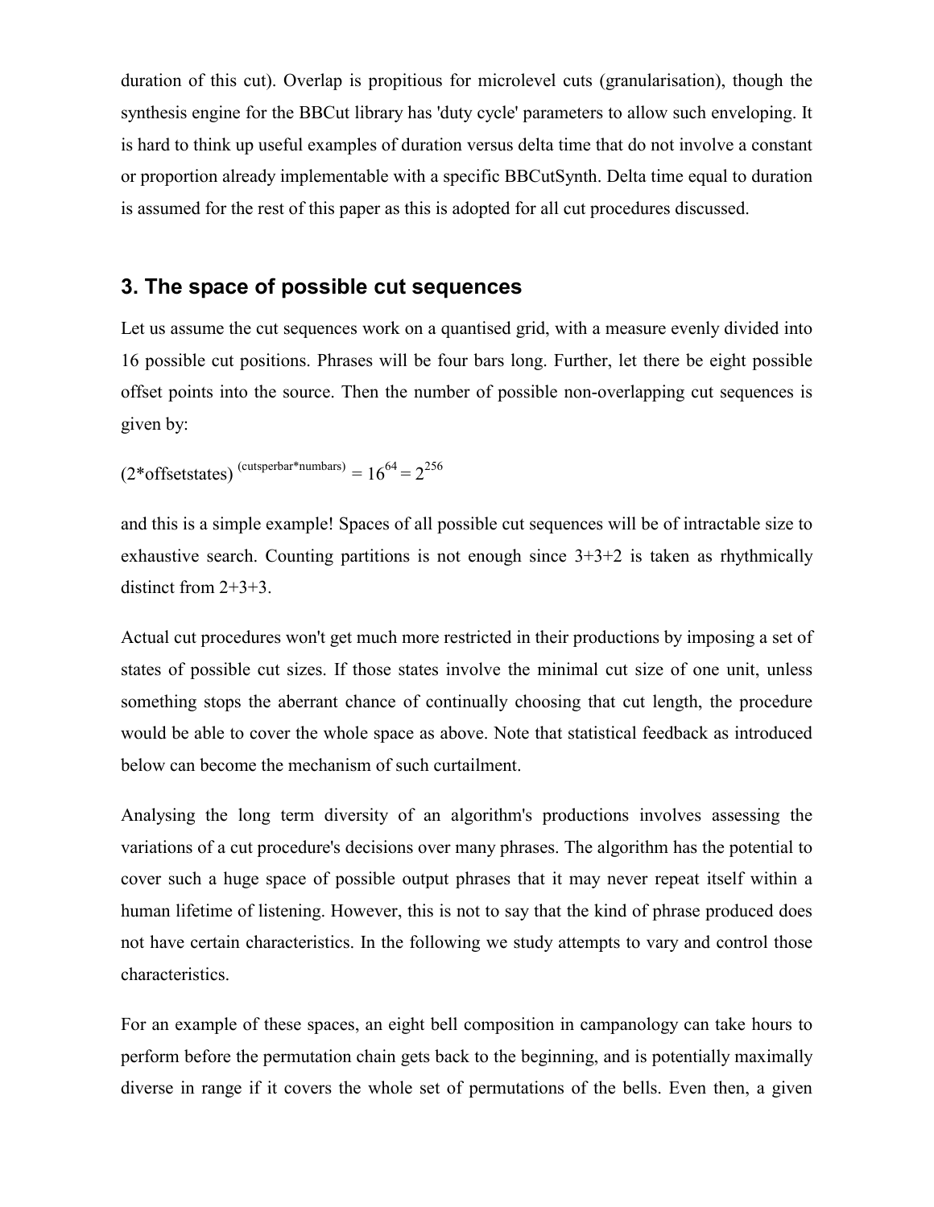duration of this cut). Overlap is propitious for microlevel cuts (granularisation), though the synthesis engine for the BBCut library has 'duty cycle' parameters to allow such enveloping. It is hard to think up useful examples of duration versus delta time that do not involve a constant or proportion already implementable with a specific BBCutSynth. Delta time equal to duration is assumed for the rest of this paper as this is adopted for all cut procedures discussed.

## 3. The space of possible cut sequences

Let us assume the cut sequences work on a quantised grid, with a measure evenly divided into 16 possible cut positions. Phrases will be four bars long. Further, let there be eight possible offset points into the source. Then the number of possible non-overlapping cut sequences is given by:

$(2^{*}\text{offsetstates})^{(\text{cutsperbar}^{*}\text{numbars})} = 16^{64} = 2^{256}$

and this is a simple example! Spaces of all possible cut sequences will be of intractable size to exhaustive search. Counting partitions is not enough since 3+3+2 is taken as rhythmically distinct from 2+3+3.

Actual cut procedures won't get much more restricted in their productions by imposing a set of states of possible cut sizes. If those states involve the minimal cut size of one unit, unless something stops the aberrant chance of continually choosing that cut length, the procedure would be able to cover the whole space as above. Note that statistical feedback as introduced below can become the mechanism of such curtailment.

Analysing the long term diversity of an algorithm's productions involves assessing the variations of a cut procedure's decisions over many phrases. The algorithm has the potential to cover such a huge space of possible output phrases that it may never repeat itself within a human lifetime of listening. However, this is not to say that the kind of phrase produced does not have certain characteristics. In the following we study attempts to vary and control those characteristics.

For an example of these spaces, an eight bell composition in campanology can take hours to perform before the permutation chain gets back to the beginning, and is potentially maximally diverse in range if it covers the whole set of permutations of the bells. Even then, a given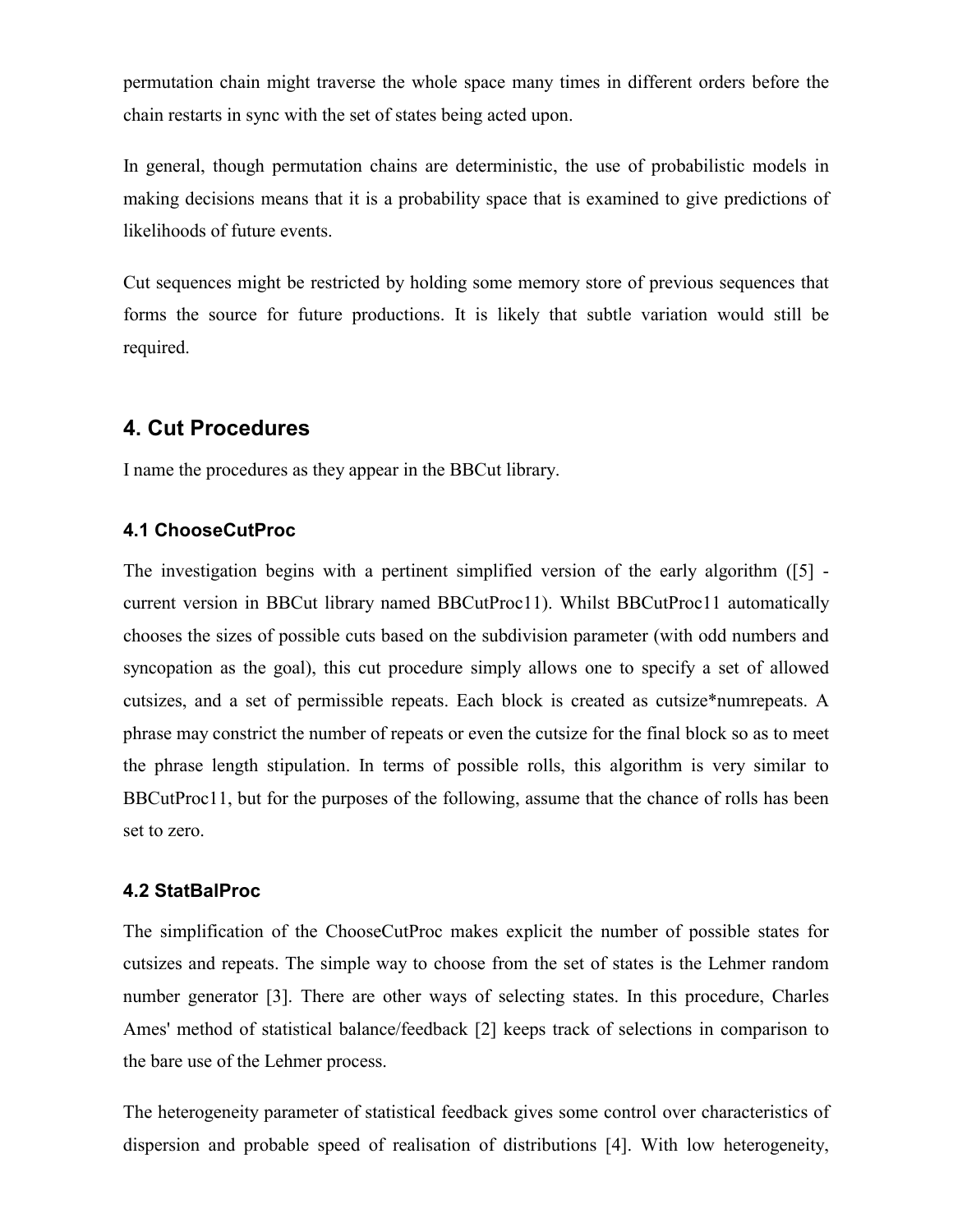permutation chain might traverse the whole space many times in different orders before the chain restarts in sync with the set of states being acted upon.

In general, though permutation chains are deterministic, the use of probabilistic models in making decisions means that it is a probability space that is examined to give predictions of likelihoods of future events.

Cut sequences might be restricted by holding some memory store of previous sequences that forms the source for future productions. It is likely that subtle variation would still be required.

## 4. Cut Procedures

I name the procedures as they appear in the BBCut library.

### 4.1 ChooseCutProc

The investigation begins with a pertinent simplified version of the early algorithm ([5] - current version in BBCut library named BBCutProc11). Whilst BBCutProc11 automatically chooses the sizes of possible cuts based on the subdivision parameter (with odd numbers and syncopation as the goal), this cut procedure simply allows one to specify a set of allowed cutsizes, and a set of permissible repeats. Each block is created as cutsize*numrepeats. A phrase may constrict the number of repeats or even the cutsize for the final block so as to meet the phrase length stipulation. In terms of possible rolls, this algorithm is very similar to BBCutProc11, but for the purposes of the following, assume that the chance of rolls has been set to zero.

### 4.2 StatBalProc

The simplification of the ChooseCutProc makes explicit the number of possible states for cutsizes and repeats. The simple way to choose from the set of states is the Lehmer random number generator [3]. There are other ways of selecting states. In this procedure, Charles Ames' method of statistical balance/feedback [2] keeps track of selections in comparison to the bare use of the Lehmer process.

The heterogeneity parameter of statistical feedback gives some control over characteristics of dispersion and probable speed of realisation of distributions [4]. With low heterogeneity,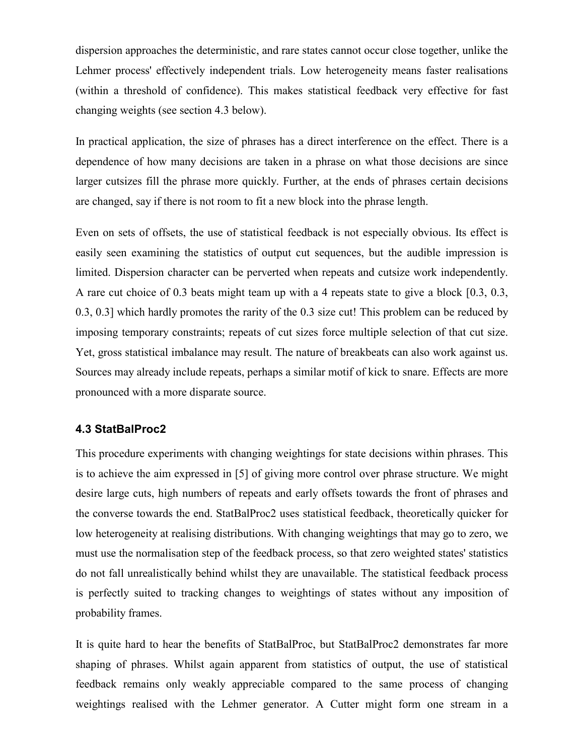dispersion approaches the deterministic, and rare states cannot occur close together, unlike the Lehmer process' effectively independent trials. Low heterogeneity means faster realisations (within a threshold of confidence). This makes statistical feedback very effective for fast changing weights (see section 4.3 below).

In practical application, the size of phrases has a direct interference on the effect. There is a dependence of how many decisions are taken in a phrase on what those decisions are since larger cutsizes fill the phrase more quickly. Further, at the ends of phrases certain decisions are changed, say if there is not room to fit a new block into the phrase length.

Even on sets of offsets, the use of statistical feedback is not especially obvious. Its effect is easily seen examining the statistics of output cut sequences, but the audible impression is limited. Dispersion character can be perverted when repeats and cutsize work independently. A rare cut choice of 0.3 beats might team up with a 4 repeats state to give a block [0.3, 0.3, 0.3, 0.3] which hardly promotes the rarity of the 0.3 size cut! This problem can be reduced by imposing temporary constraints; repeats of cut sizes force multiple selection of that cut size. Yet, gross statistical imbalance may result. The nature of breakbeats can also work against us. Sources may already include repeats, perhaps a similar motif of kick to snare. Effects are more pronounced with a more disparate source.

### 4.3 StatBalProc2

This procedure experiments with changing weightings for state decisions within phrases. This is to achieve the aim expressed in [5] of giving more control over phrase structure. We might desire large cuts, high numbers of repeats and early offsets towards the front of phrases and the converse towards the end. StatBalProc2 uses statistical feedback, theoretically quicker for low heterogeneity at realising distributions. With changing weightings that may go to zero, we must use the normalisation step of the feedback process, so that zero weighted states' statistics do not fall unrealistically behind whilst they are unavailable. The statistical feedback process is perfectly suited to tracking changes to weightings of states without any imposition of probability frames.

It is quite hard to hear the benefits of StatBalProc, but StatBalProc2 demonstrates far more shaping of phrases. Whilst again apparent from statistics of output, the use of statistical feedback remains only weakly appreciable compared to the same process of changing weightings realised with the Lehmer generator. A Cutter might form one stream in a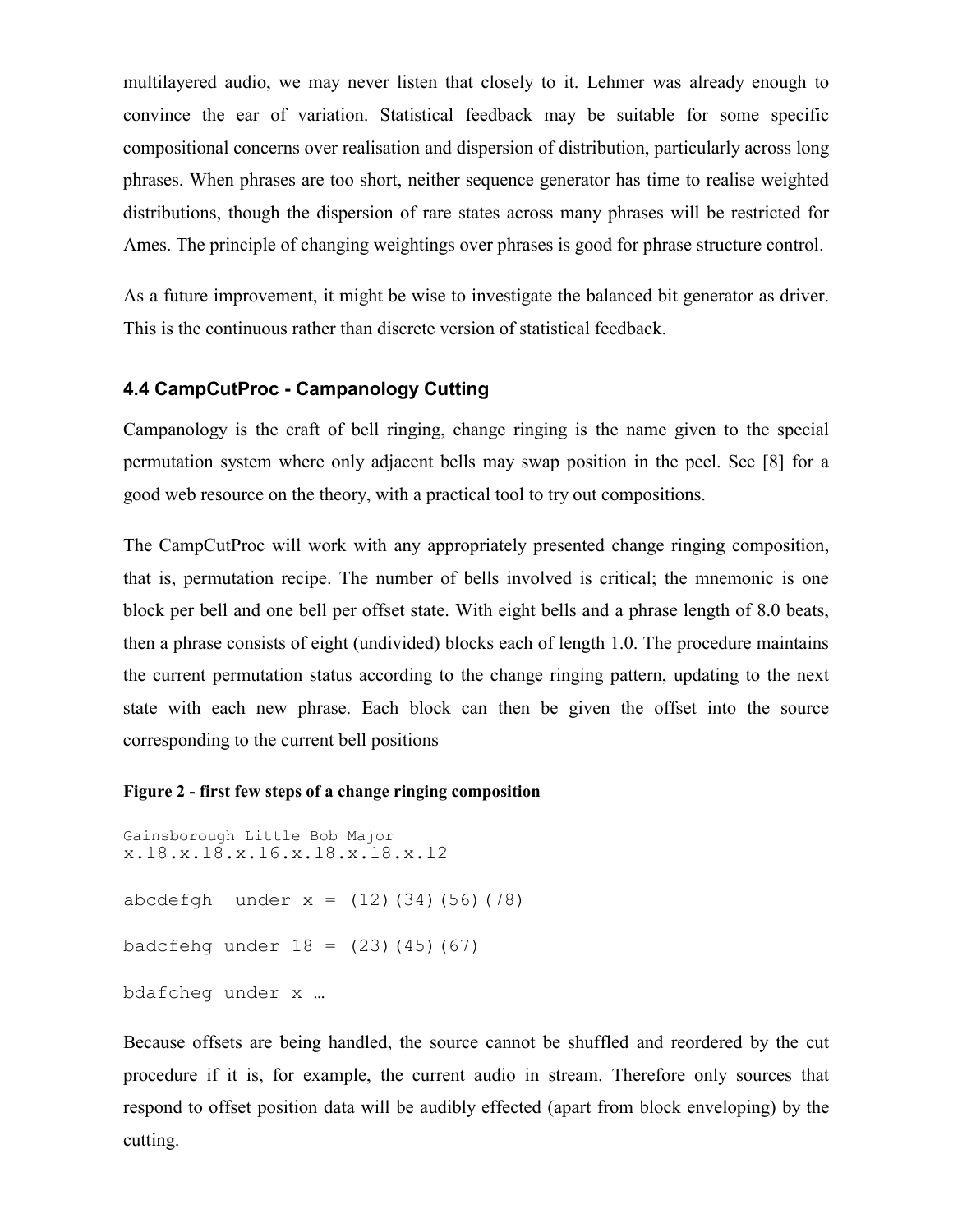multilayered audio, we may never listen that closely to it. Lehmer was already enough to convince the ear of variation. Statistical feedback may be suitable for some specific compositional concerns over realisation and dispersion of distribution, particularly across long phrases. When phrases are too short, neither sequence generator has time to realise weighted distributions, though the dispersion of rare states across many phrases will be restricted for Ames. The principle of changing weightings over phrases is good for phrase structure control.

As a future improvement, it might be wise to investigate the balanced bit generator as driver. This is the continuous rather than discrete version of statistical feedback.

### 4.4 CampCutProc - Campanology Cutting

Campanology is the craft of bell ringing, change ringing is the name given to the special permutation system where only adjacent bells may swap position in the peel. See [8] for a good web resource on the theory, with a practical tool to try out compositions.

The CampCutProc will work with any appropriately presented change ringing composition, that is, permutation recipe. The number of bells involved is critical; the mnemonic is one block per bell and one bell per offset state. With eight bells and a phrase length of 8.0 beats, then a phrase consists of eight (undivided) blocks each of length 1.0. The procedure maintains the current permutation status according to the change ringing pattern, updating to the next state with each new phrase. Each block can then be given the offset into the source corresponding to the current bell positions

**Figure 2 - first few steps of a change ringing composition**

```
Gainsborough Little Bob Major
x.18.x.18.x.16.x.18.x.18.x.12

abcdefgh  under x = (12)(34)(56)(78)

badcfehg under 18 = (23)(45)(67)

bdafcheg under x …
```

Because offsets are being handled, the source cannot be shuffled and reordered by the cut procedure if it is, for example, the current audio in stream. Therefore only sources that respond to offset position data will be audibly effected (apart from block enveloping) by the cutting.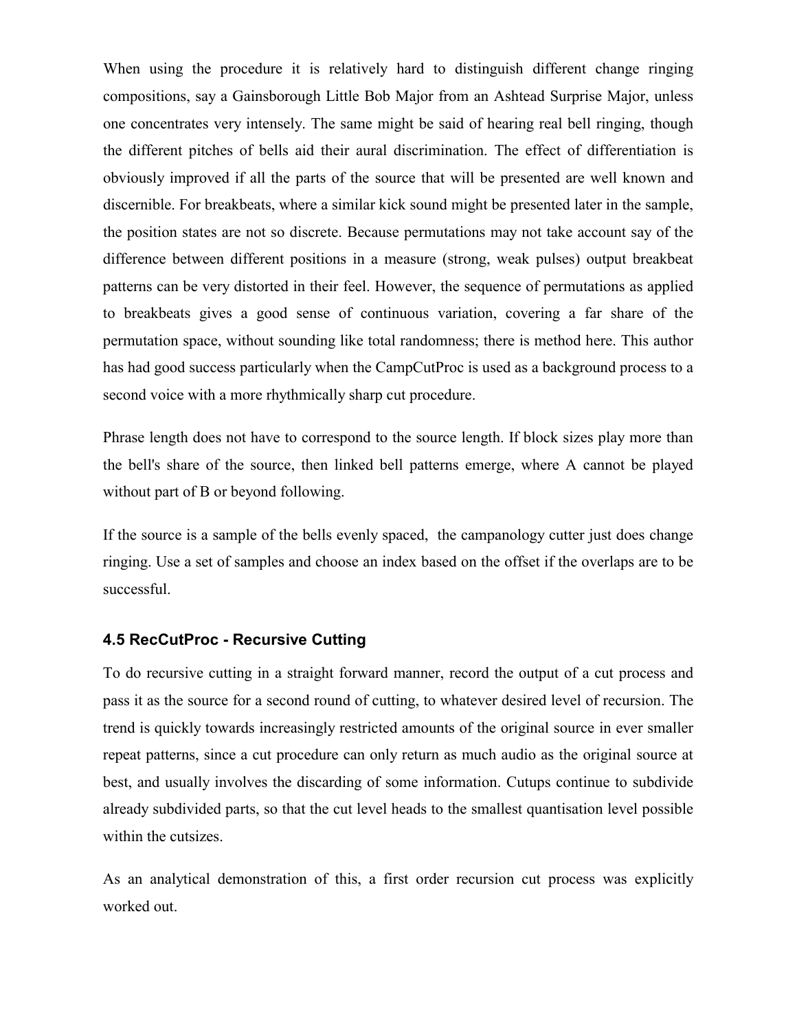When using the procedure it is relatively hard to distinguish different change ringing compositions, say a Gainsborough Little Bob Major from an Ashtead Surprise Major, unless one concentrates very intensely. The same might be said of hearing real bell ringing, though the different pitches of bells aid their aural discrimination. The effect of differentiation is obviously improved if all the parts of the source that will be presented are well known and discernible. For breakbeats, where a similar kick sound might be presented later in the sample, the position states are not so discrete. Because permutations may not take account say of the difference between different positions in a measure (strong, weak pulses) output breakbeat patterns can be very distorted in their feel. However, the sequence of permutations as applied to breakbeats gives a good sense of continuous variation, covering a far share of the permutation space, without sounding like total randomness; there is method here. This author has had good success particularly when the CampCutProc is used as a background process to a second voice with a more rhythmically sharp cut procedure.

Phrase length does not have to correspond to the source length. If block sizes play more than the bell's share of the source, then linked bell patterns emerge, where A cannot be played without part of B or beyond following.

If the source is a sample of the bells evenly spaced, the campanology cutter just does change ringing. Use a set of samples and choose an index based on the offset if the overlaps are to be successful.

### 4.5 RecCutProc - Recursive Cutting

To do recursive cutting in a straight forward manner, record the output of a cut process and pass it as the source for a second round of cutting, to whatever desired level of recursion. The trend is quickly towards increasingly restricted amounts of the original source in ever smaller repeat patterns, since a cut procedure can only return as much audio as the original source at best, and usually involves the discarding of some information. Cutups continue to subdivide already subdivided parts, so that the cut level heads to the smallest quantisation level possible within the cutsizes.

As an analytical demonstration of this, a first order recursion cut process was explicitly worked out.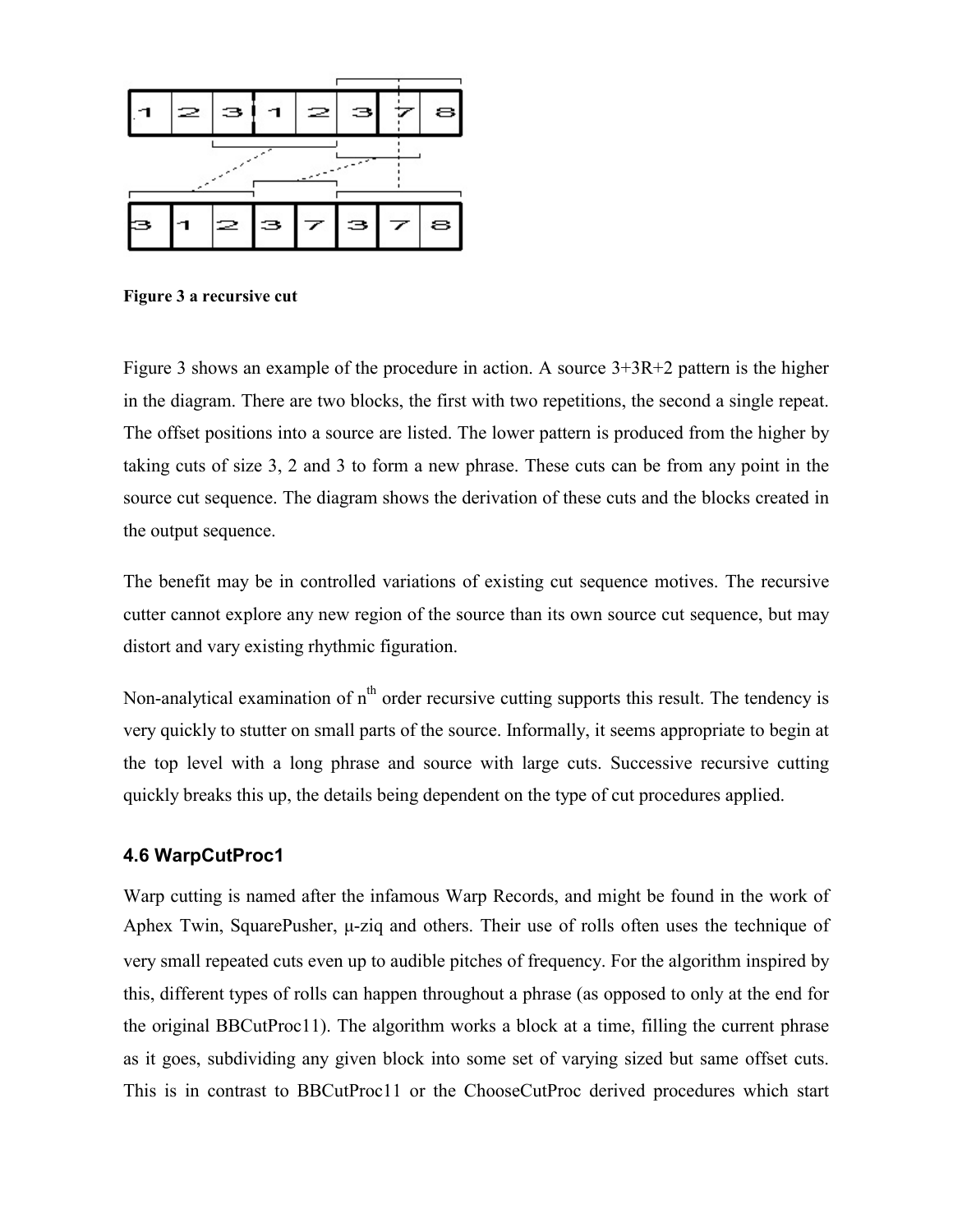Figure 3 a recursive cut

Figure 3 shows an example of the procedure in action. A source 3+3R+2 pattern is the higher in the diagram. There are two blocks, the first with two repetitions, the second a single repeat. The offset positions into a source are listed. The lower pattern is produced from the higher by taking cuts of size 3, 2 and 3 to form a new phrase. These cuts can be from any point in the source cut sequence. The diagram shows the derivation of these cuts and the blocks created in the output sequence.

The benefit may be in controlled variations of existing cut sequence motives. The recursive cutter cannot explore any new region of the source than its own source cut sequence, but may distort and vary existing rhythmic figuration.

Non-analytical examination of $n^{th}$ order recursive cutting supports this result. The tendency is very quickly to stutter on small parts of the source. Informally, it seems appropriate to begin at the top level with a long phrase and source with large cuts. Successive recursive cutting quickly breaks this up, the details being dependent on the type of cut procedures applied.

### 4.6 WarpCutProc1

Warp cutting is named after the infamous Warp Records, and might be found in the work of Aphex Twin, SquarePusher, μ-ziq and others. Their use of rolls often uses the technique of very small repeated cuts even up to audible pitches of frequency. For the algorithm inspired by this, different types of rolls can happen throughout a phrase (as opposed to only at the end for the original BBCutProc11). The algorithm works a block at a time, filling the current phrase as it goes, subdividing any given block into some set of varying sized but same offset cuts. This is in contrast to BBCutProc11 or the ChooseCutProc derived procedures which start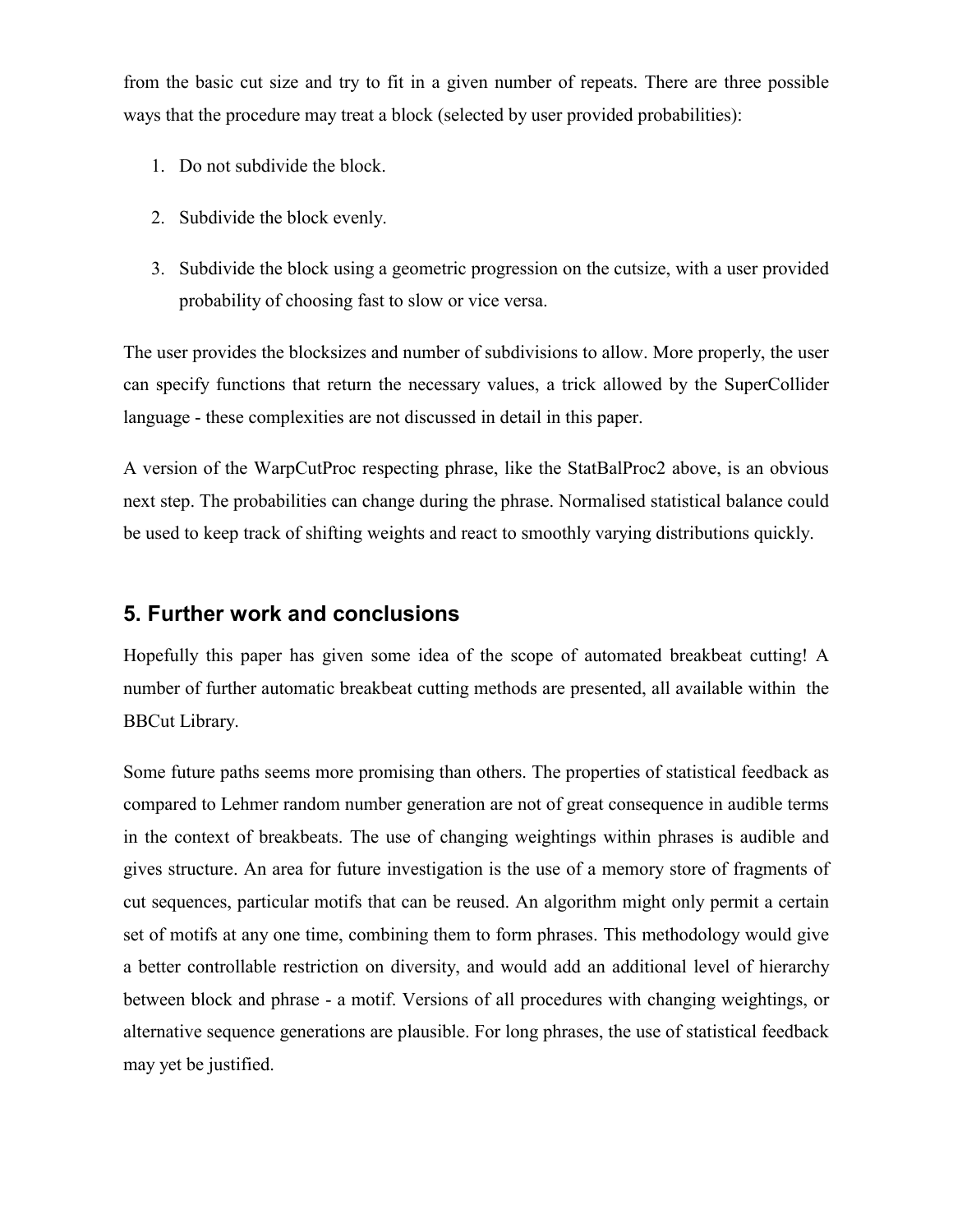from the basic cut size and try to fit in a given number of repeats. There are three possible ways that the procedure may treat a block (selected by user provided probabilities):

1. Do not subdivide the block.

2. Subdivide the block evenly.

3. Subdivide the block using a geometric progression on the cutsize, with a user provided probability of choosing fast to slow or vice versa.

The user provides the blocksizes and number of subdivisions to allow. More properly, the user can specify functions that return the necessary values, a trick allowed by the SuperCollider language - these complexities are not discussed in detail in this paper.

A version of the WarpCutProc respecting phrase, like the StatBalProc2 above, is an obvious next step. The probabilities can change during the phrase. Normalised statistical balance could be used to keep track of shifting weights and react to smoothly varying distributions quickly.

## 5. Further work and conclusions

Hopefully this paper has given some idea of the scope of automated breakbeat cutting! A number of further automatic breakbeat cutting methods are presented, all available within the BBCut Library.

Some future paths seems more promising than others. The properties of statistical feedback as compared to Lehmer random number generation are not of great consequence in audible terms in the context of breakbeats. The use of changing weightings within phrases is audible and gives structure. An area for future investigation is the use of a memory store of fragments of cut sequences, particular motifs that can be reused. An algorithm might only permit a certain set of motifs at any one time, combining them to form phrases. This methodology would give a better controllable restriction on diversity, and would add an additional level of hierarchy between block and phrase - a motif. Versions of all procedures with changing weightings, or alternative sequence generations are plausible. For long phrases, the use of statistical feedback may yet be justified.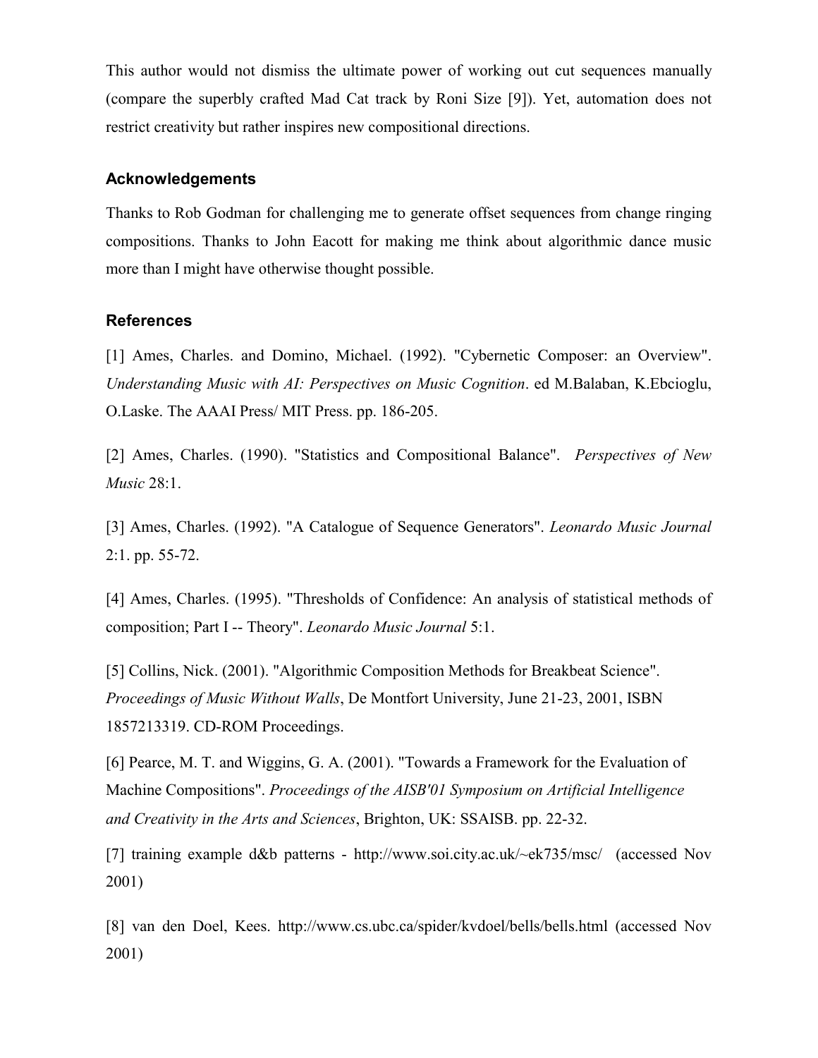This author would not dismiss the ultimate power of working out cut sequences manually (compare the superbly crafted Mad Cat track by Roni Size [9]). Yet, automation does not restrict creativity but rather inspires new compositional directions.

## Acknowledgements

Thanks to Rob Godman for challenging me to generate offset sequences from change ringing compositions. Thanks to John Eacott for making me think about algorithmic dance music more than I might have otherwise thought possible.

## References

[1] Ames, Charles. and Domino, Michael. (1992). "Cybernetic Composer: an Overview". *Understanding Music with AI: Perspectives on Music Cognition*. ed M.Balaban, K.Ebcioglu, O.Laske. The AAAI Press/ MIT Press. pp. 186-205.

[2] Ames, Charles. (1990). "Statistics and Compositional Balance". *Perspectives of New Music* 28:1.

[3] Ames, Charles. (1992). "A Catalogue of Sequence Generators". *Leonardo Music Journal* 2:1. pp. 55-72.

[4] Ames, Charles. (1995). "Thresholds of Confidence: An analysis of statistical methods of composition; Part I -- Theory". *Leonardo Music Journal* 5:1.

[5] Collins, Nick. (2001). "Algorithmic Composition Methods for Breakbeat Science". *Proceedings of Music Without Walls*, De Montfort University, June 21-23, 2001, ISBN 1857213319. CD-ROM Proceedings.

[6] Pearce, M. T. and Wiggins, G. A. (2001). "Towards a Framework for the Evaluation of Machine Compositions". *Proceedings of the AISB'01 Symposium on Artificial Intelligence and Creativity in the Arts and Sciences*, Brighton, UK: SSAISB. pp. 22-32.

[7] training example d&b patterns - http://www.soi.city.ac.uk/~ek735/msc/ (accessed Nov 2001)

[8] van den Doel, Kees. http://www.cs.ubc.ca/spider/kvdoel/bells/bells.html (accessed Nov 2001)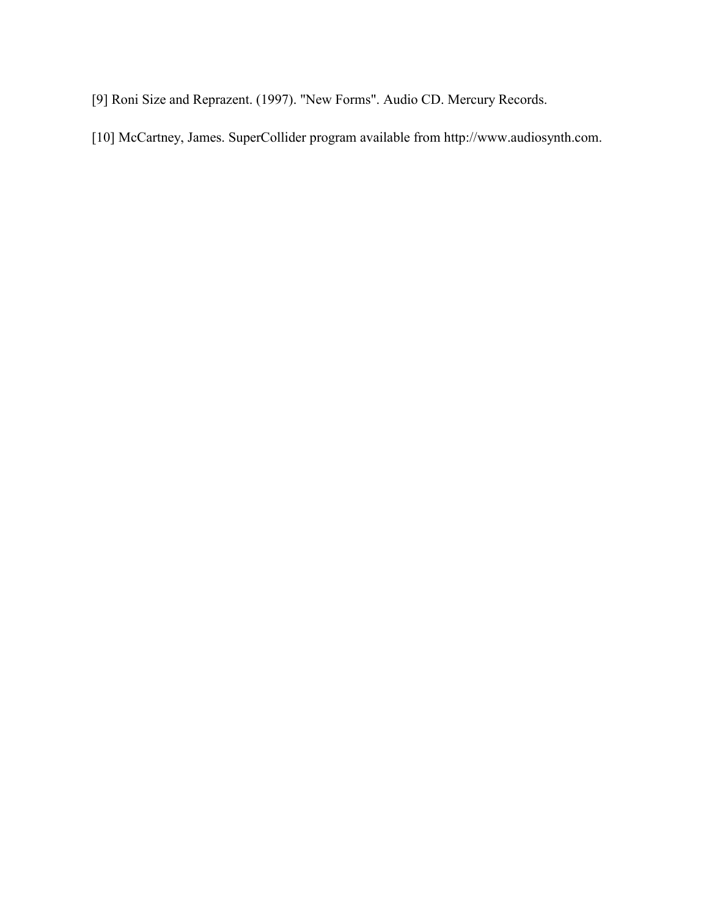[9] Roni Size and Reprazent. (1997). "New Forms". Audio CD. Mercury Records.

[10] McCartney, James. SuperCollider program available from http://www.audiosynth.com.